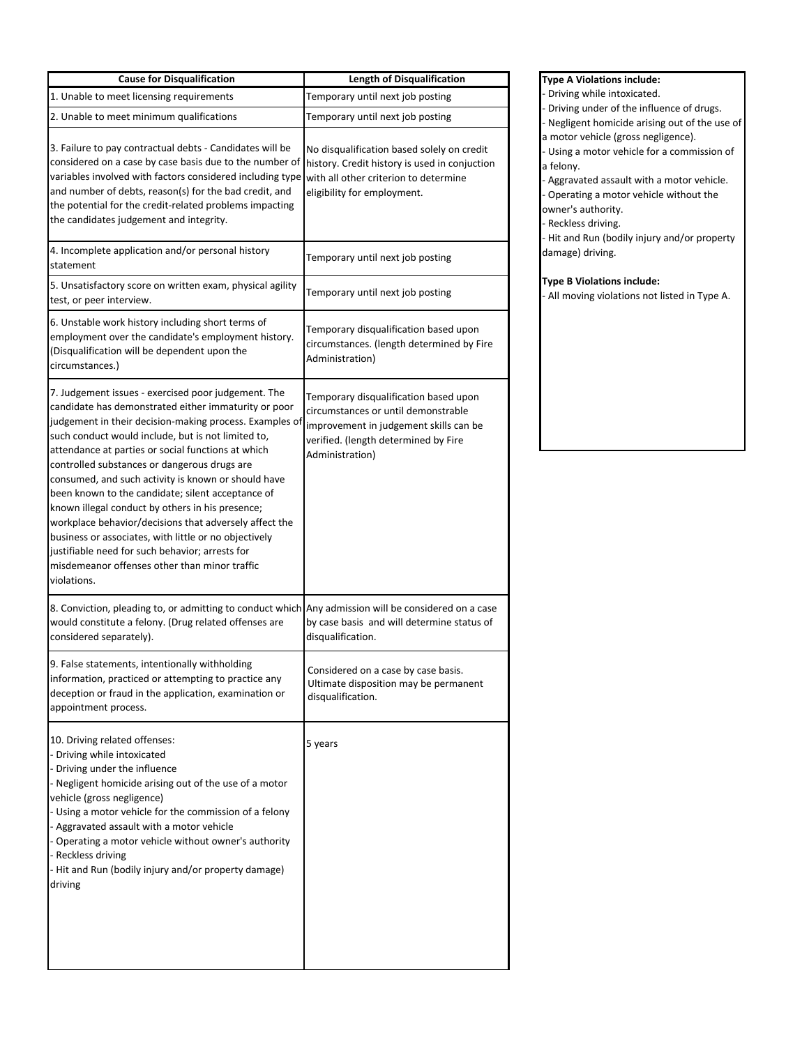| Cause for Disqualification | Length of Disqualification |
|---|---|
| 1. Unable to meet licensing requirements | Temporary until next job posting |
| 2. Unable to meet minimum qualifications | Temporary until next job posting |
| 3. Failure to pay contractual debts - Candidates will be considered on a case by case basis due to the number of variables involved with factors considered including type and number of debts, reason(s) for the bad credit, and the potential for the credit-related problems impacting the candidates judgement and integrity. | No disqualification based solely on credit history. Credit history is used in conjuction with all other criterion to determine eligibility for employment. |
| 4. Incomplete application and/or personal history statement | Temporary until next job posting |
| 5. Unsatisfactory score on written exam, physical agility test, or peer interview. | Temporary until next job posting |
| 6. Unstable work history including short terms of employment over the candidate's employment history. (Disqualification will be dependent upon the circumstances.) | Temporary disqualification based upon circumstances. (length determined by Fire Administration) |
| 7. Judgement issues - exercised poor judgement. The candidate has demonstrated either immaturity or poor judgement in their decision-making process. Examples of such conduct would include, but is not limited to, attendance at parties or social functions at which controlled substances or dangerous drugs are consumed, and such activity is known or should have been known to the candidate; silent acceptance of known illegal conduct by others in his presence; workplace behavior/decisions that adversely affect the business or associates, with little or no objectively justifiable need for such behavior; arrests for misdemeanor offenses other than minor traffic violations. | Temporary disqualification based upon circumstances or until demonstrable improvement in judgement skills can be verified. (length determined by Fire Administration) |
| 8. Conviction, pleading to, or admitting to conduct which would constitute a felony. (Drug related offenses are considered separately). | Any admission will be considered on a case by case basis and will determine status of disqualification. |
| 9. False statements, intentionally withholding information, practiced or attempting to practice any deception or fraud in the application, examination or appointment process. | Considered on a case by case basis. Ultimate disposition may be permanent disqualification. |
| 10. Driving related offenses:<br>- Driving while intoxicated<br>- Driving under the influence<br>- Negligent homicide arising out of the use of a motor vehicle (gross negligence)<br>- Using a motor vehicle for the commission of a felony<br>- Aggravated assault with a motor vehicle<br>- Operating a motor vehicle without owner's authority<br>- Reckless driving<br>- Hit and Run (bodily injury and/or property damage) driving | 5 years |

**Type A Violations include:**
- Driving while intoxicated.
- Driving under of the influence of drugs.
- Negligent homicide arising out of the use of a motor vehicle (gross negligence).
- Using a motor vehicle for a commission of a felony.
- Aggravated assault with a motor vehicle.
- Operating a motor vehicle without the owner's authority.
- Reckless driving.
- Hit and Run (bodily injury and/or property damage) driving.

**Type B Violations include:**
- All moving violations not listed in Type A.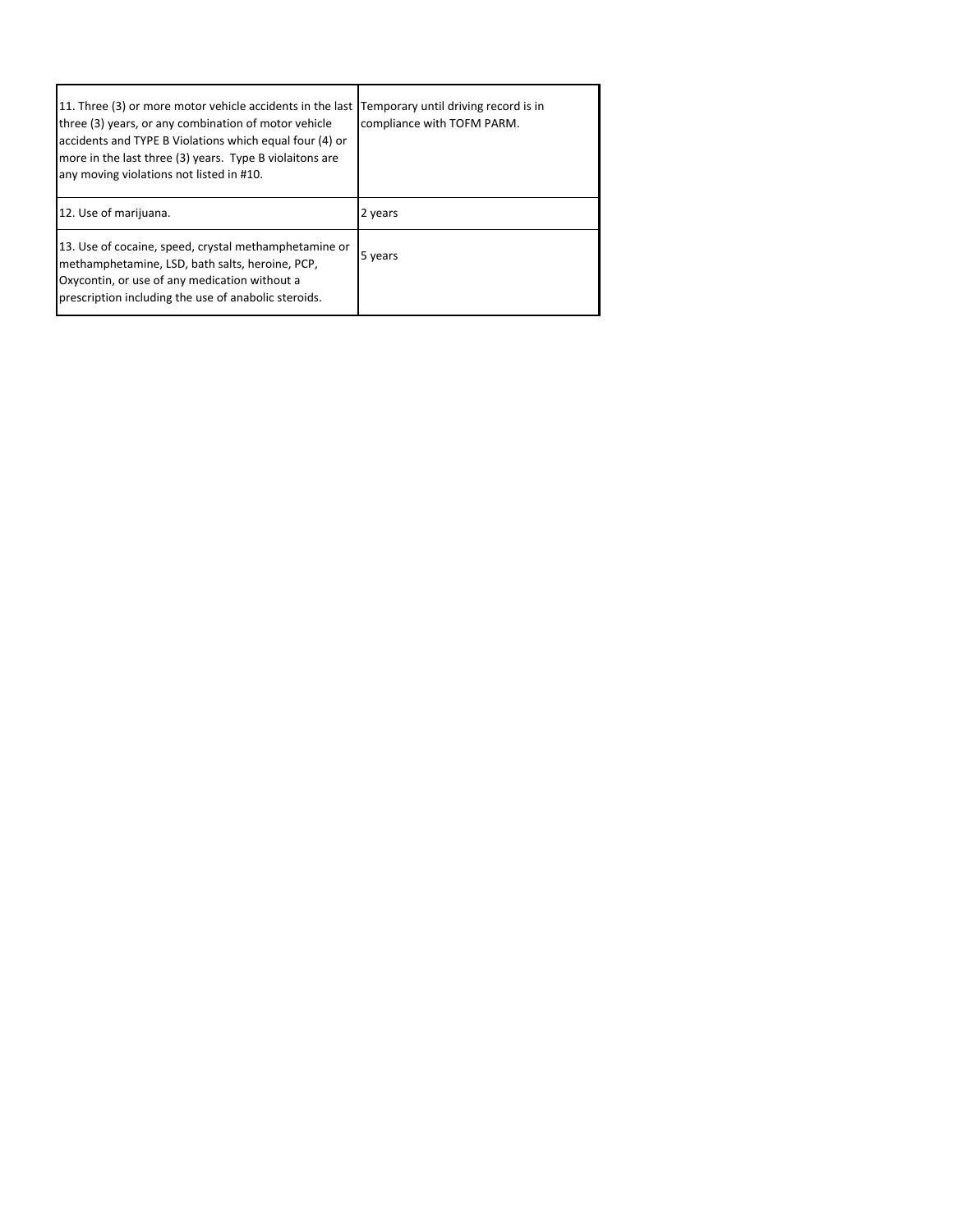| | |
|---|---|
| 11. Three (3) or more motor vehicle accidents in the last three (3) years, or any combination of motor vehicle accidents and TYPE B Violations which equal four (4) or more in the last three (3) years. Type B violaitons are any moving violations not listed in #10. | Temporary until driving record is in compliance with TOFM PARM. |
| 12. Use of marijuana. | 2 years |
| 13. Use of cocaine, speed, crystal methamphetamine or methamphetamine, LSD, bath salts, heroine, PCP, Oxycontin, or use of any medication without a prescription including the use of anabolic steroids. | 5 years |